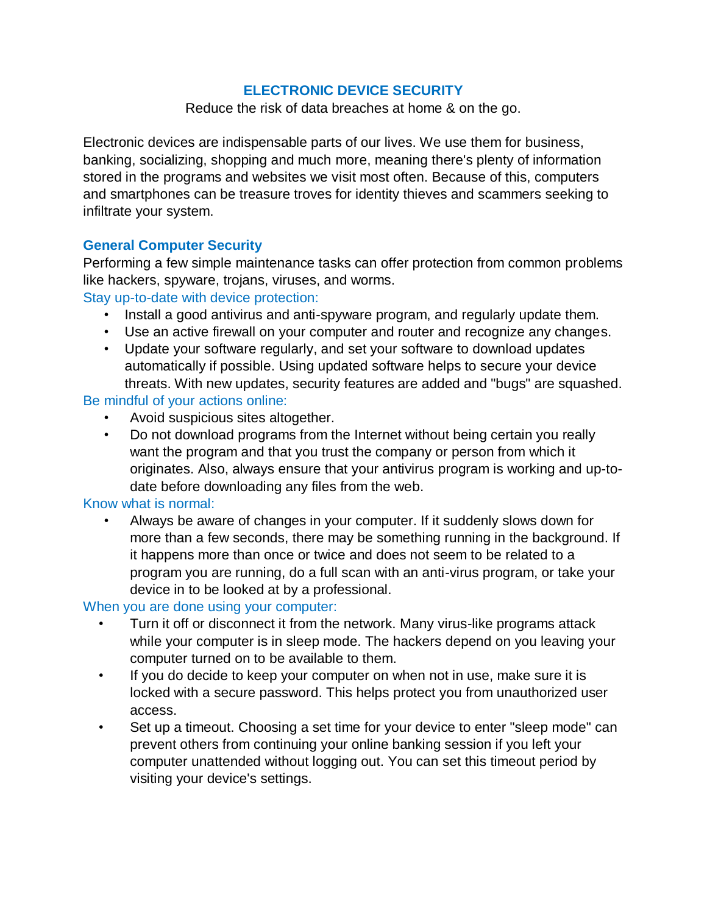# ELECTRONIC DEVICE SECURITY

Reduce the risk of data breaches at home & on the go.

Electronic devices are indispensable parts of our lives. We use them for business, banking, socializing, shopping and much more, meaning there's plenty of information stored in the programs and websites we visit most often. Because of this, computers and smartphones can be treasure troves for identity thieves and scammers seeking to infiltrate your system.

## General Computer Security

Performing a few simple maintenance tasks can offer protection from common problems like hackers, spyware, trojans, viruses, and worms.

### Stay up-to-date with device protection:

- Install a good antivirus and anti-spyware program, and regularly update them.
- Use an active firewall on your computer and router and recognize any changes.
- Update your software regularly, and set your software to download updates automatically if possible. Using updated software helps to secure your device threats. With new updates, security features are added and "bugs" are squashed.

### Be mindful of your actions online:

- Avoid suspicious sites altogether.
- Do not download programs from the Internet without being certain you really want the program and that you trust the company or person from which it originates. Also, always ensure that your antivirus program is working and up-to-date before downloading any files from the web.

### Know what is normal:

- Always be aware of changes in your computer. If it suddenly slows down for more than a few seconds, there may be something running in the background. If it happens more than once or twice and does not seem to be related to a program you are running, do a full scan with an anti-virus program, or take your device in to be looked at by a professional.

### When you are done using your computer:

- Turn it off or disconnect it from the network. Many virus-like programs attack while your computer is in sleep mode. The hackers depend on you leaving your computer turned on to be available to them.
- If you do decide to keep your computer on when not in use, make sure it is locked with a secure password. This helps protect you from unauthorized user access.
- Set up a timeout. Choosing a set time for your device to enter "sleep mode" can prevent others from continuing your online banking session if you left your computer unattended without logging out. You can set this timeout period by visiting your device's settings.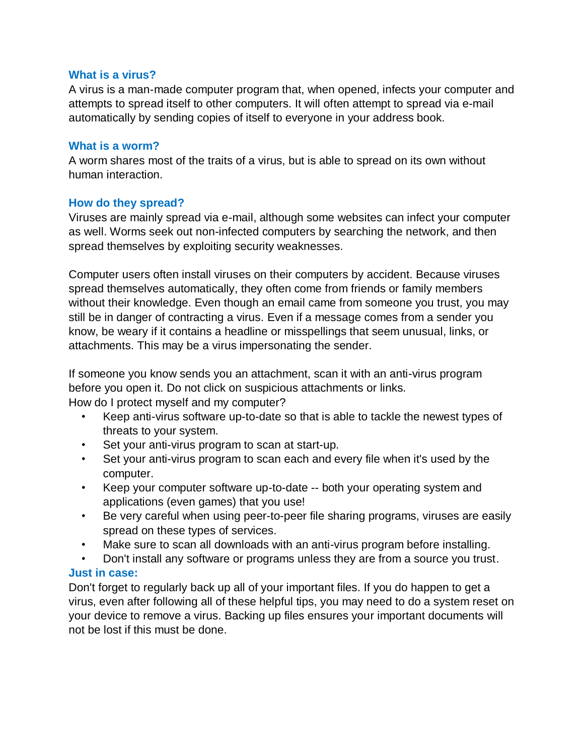### What is a virus?

A virus is a man-made computer program that, when opened, infects your computer and attempts to spread itself to other computers. It will often attempt to spread via e-mail automatically by sending copies of itself to everyone in your address book.

### What is a worm?

A worm shares most of the traits of a virus, but is able to spread on its own without human interaction.

### How do they spread?

Viruses are mainly spread via e-mail, although some websites can infect your computer as well. Worms seek out non-infected computers by searching the network, and then spread themselves by exploiting security weaknesses.

Computer users often install viruses on their computers by accident. Because viruses spread themselves automatically, they often come from friends or family members without their knowledge. Even though an email came from someone you trust, you may still be in danger of contracting a virus. Even if a message comes from a sender you know, be weary if it contains a headline or misspellings that seem unusual, links, or attachments. This may be a virus impersonating the sender.

If someone you know sends you an attachment, scan it with an anti-virus program before you open it. Do not click on suspicious attachments or links.

How do I protect myself and my computer?

- Keep anti-virus software up-to-date so that is able to tackle the newest types of threats to your system.
- Set your anti-virus program to scan at start-up.
- Set your anti-virus program to scan each and every file when it's used by the computer.
- Keep your computer software up-to-date -- both your operating system and applications (even games) that you use!
- Be very careful when using peer-to-peer file sharing programs, viruses are easily spread on these types of services.
- Make sure to scan all downloads with an anti-virus program before installing.
- Don't install any software or programs unless they are from a source you trust.

### Just in case:

Don't forget to regularly back up all of your important files. If you do happen to get a virus, even after following all of these helpful tips, you may need to do a system reset on your device to remove a virus. Backing up files ensures your important documents will not be lost if this must be done.